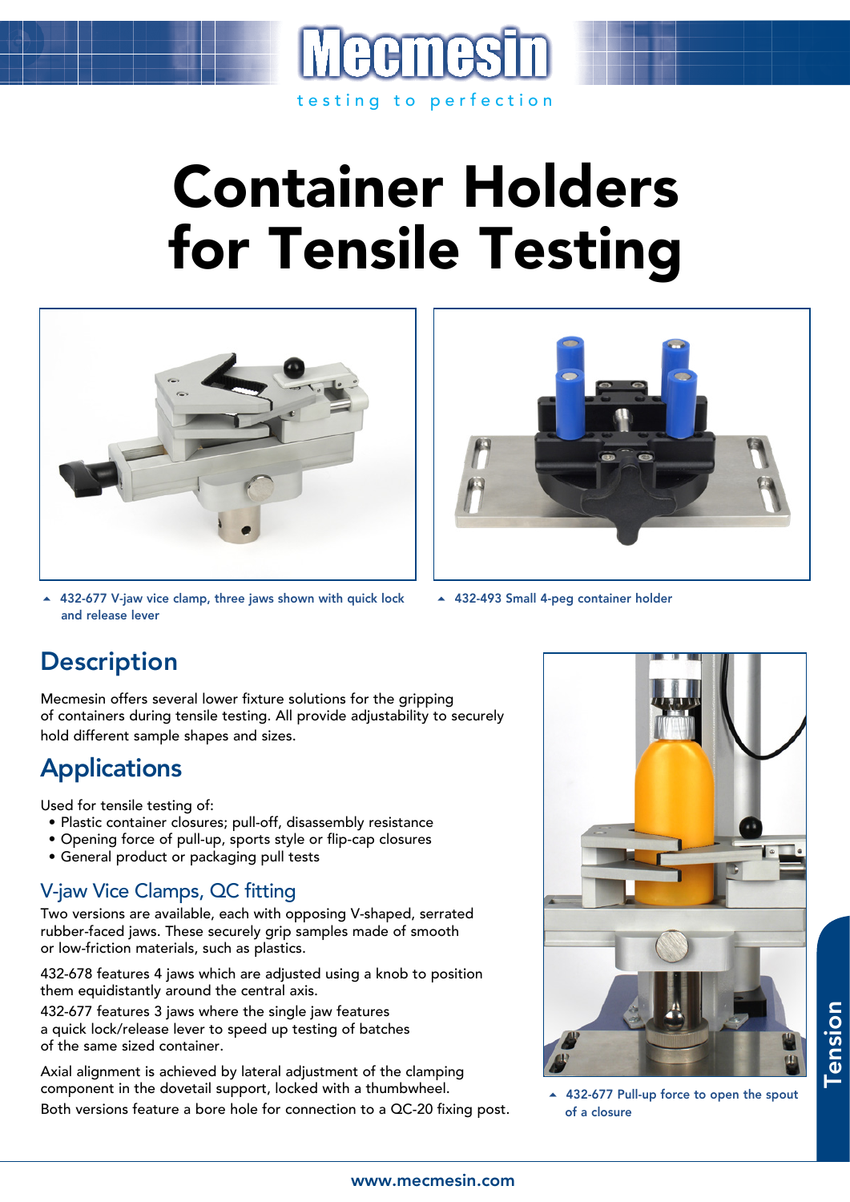# Container Holders for Tensile Testing

432-677 V-jaw vice clamp, three jaws shown with quick lock and release lever

432-493 Small 4-peg container holder

## Description

Mecmesin offers several lower fixture solutions for the gripping of containers during tensile testing. All provide adjustability to securely hold different sample shapes and sizes.

## Applications

Used for tensile testing of:

- Plastic container closures; pull-off, disassembly resistance
- Opening force of pull-up, sports style or flip-cap closures
- General product or packaging pull tests

### V-jaw Vice Clamps, QC fitting

Two versions are available, each with opposing V-shaped, serrated rubber-faced jaws. These securely grip samples made of smooth or low-friction materials, such as plastics.

432-678 features 4 jaws which are adjusted using a knob to position them equidistantly around the central axis.

432-677 features 3 jaws where the single jaw features a quick lock/release lever to speed up testing of batches of the same sized container.

Axial alignment is achieved by lateral adjustment of the clamping component in the dovetail support, locked with a thumbwheel.

Both versions feature a bore hole for connection to a QC-20 fixing post.

432-677 Pull-up force to open the spout of a closure

Tension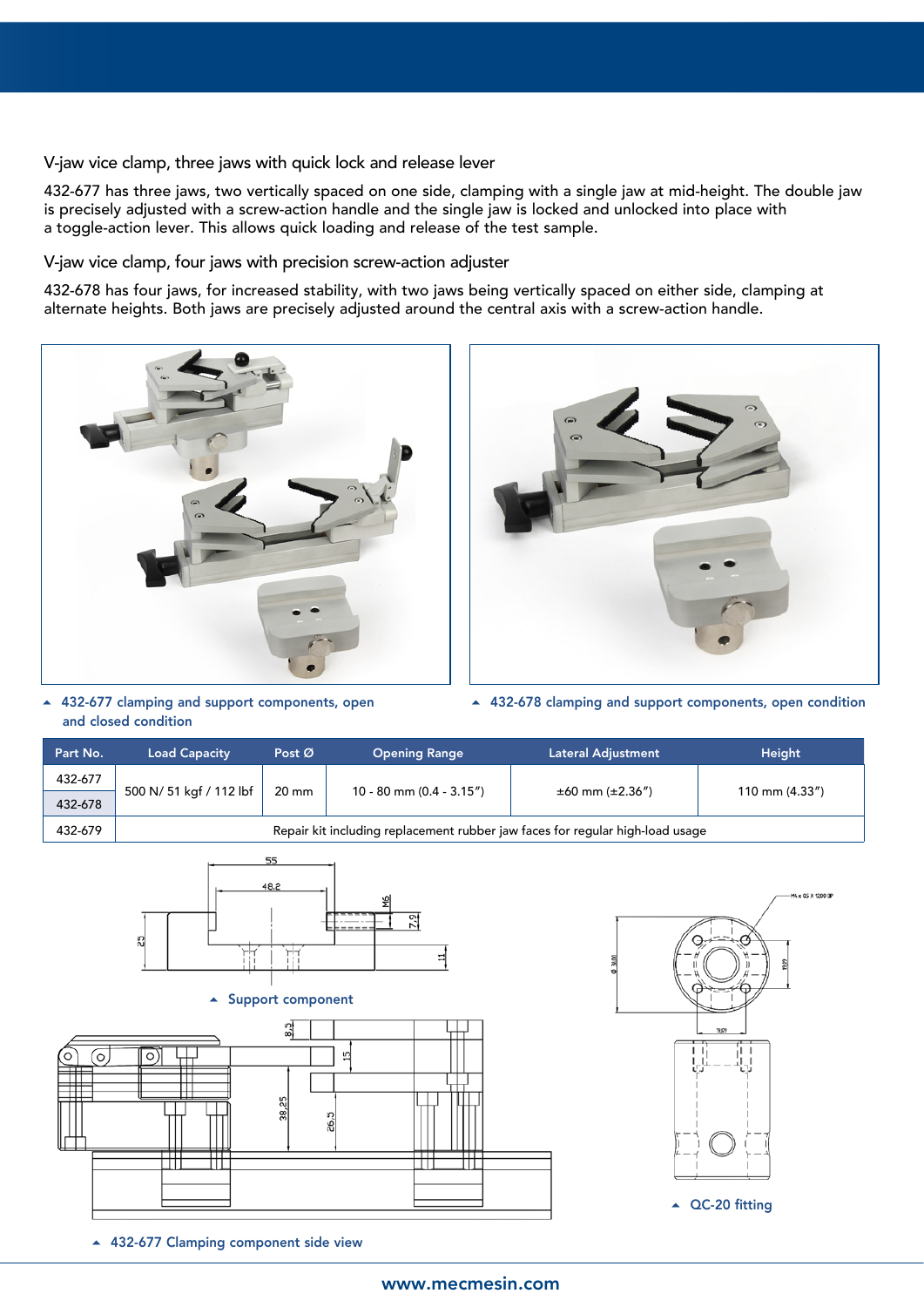## V-jaw vice clamp, three jaws with quick lock and release lever

432-677 has three jaws, two vertically spaced on one side, clamping with a single jaw at mid-height. The double jaw is precisely adjusted with a screw-action handle and the single jaw is locked and unlocked into place with a toggle-action lever. This allows quick loading and release of the test sample.

## V-jaw vice clamp, four jaws with precision screw-action adjuster

432-678 has four jaws, for increased stability, with two jaws being vertically spaced on either side, clamping at alternate heights. Both jaws are precisely adjusted around the central axis with a screw-action handle.

▲ 432-677 clamping and support components, open and closed condition

▲ 432-678 clamping and support components, open condition

| Part No. | Load Capacity | Post Ø | Opening Range | Lateral Adjustment | Height |
|---|---|---|---|---|---|
| 432-677 | 500 N/ 51 kgf / 112 lbf | 20 mm | 10 - 80 mm (0.4 - 3.15″) | ±60 mm (±2.36″) | 110 mm (4.33″) |
| 432-678 | 500 N/ 51 kgf / 112 lbf | 20 mm | 10 - 80 mm (0.4 - 3.15″) | ±60 mm (±2.36″) | 110 mm (4.33″) |
| 432-679 | Repair kit including replacement rubber jaw faces for regular high-load usage | | | | |

▲ Support component

▲ QC-20 fitting

▲ 432-677 Clamping component side view

www.mecmesin.com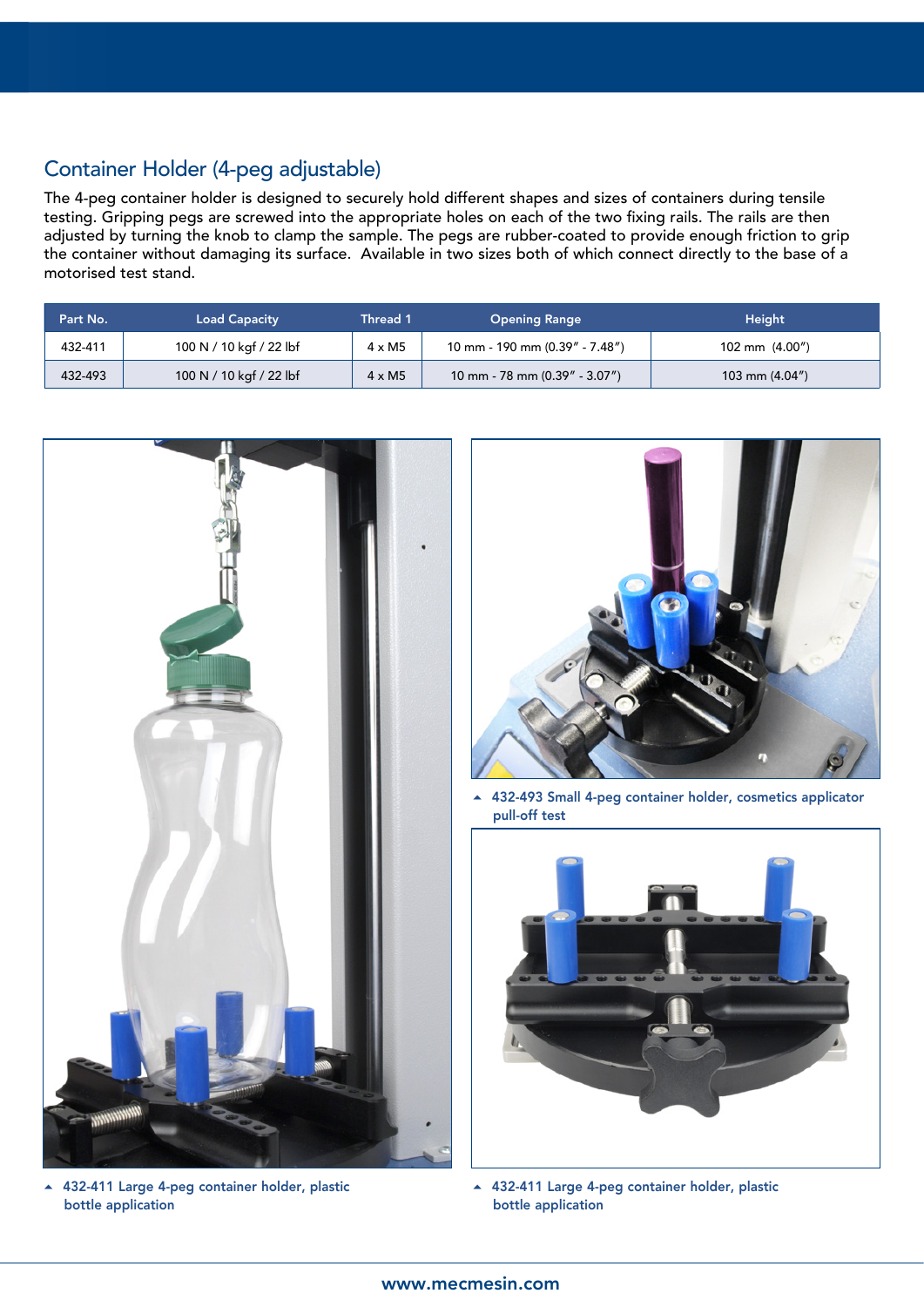## Container Holder (4-peg adjustable)

The 4-peg container holder is designed to securely hold different shapes and sizes of containers during tensile testing. Gripping pegs are screwed into the appropriate holes on each of the two fixing rails. The rails are then adjusted by turning the knob to clamp the sample. The pegs are rubber-coated to provide enough friction to grip the container without damaging its surface. Available in two sizes both of which connect directly to the base of a motorised test stand.

| Part No. | Load Capacity | Thread 1 | Opening Range | Height |
|---|---|---|---|---|
| 432-411 | 100 N / 10 kgf / 22 lbf | 4 x M5 | 10 mm - 190 mm (0.39" - 7.48") | 102 mm (4.00") |
| 432-493 | 100 N / 10 kgf / 22 lbf | 4 x M5 | 10 mm - 78 mm (0.39" - 3.07") | 103 mm (4.04") |

▲ 432-493 Small 4-peg container holder, cosmetics applicator pull-off test

▲ 432-411 Large 4-peg container holder, plastic bottle application

▲ 432-411 Large 4-peg container holder, plastic bottle application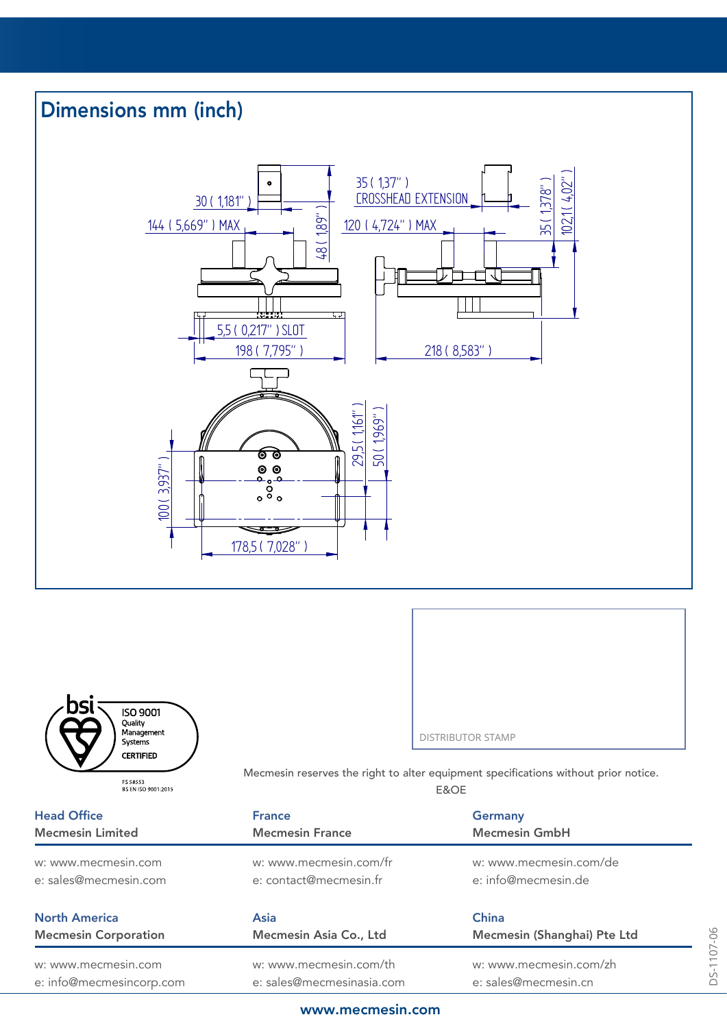## Dimensions mm (inch)

30 ( 1,181" )

144 ( 5,669" ) MAX

48 ( 1,89" )

35 ( 1,37" )
CROSSHEAD EXTENSION

120 ( 4,724" ) MAX

35 ( 1,378" )

102,1 ( 4,02" )

5,5 ( 0,217" ) SLOT

198 ( 7,795" )

218 ( 8,583" )

100 ( 3,937" )

29,5 ( 1,161" )

50 ( 1,969" )

178,5 ( 7,028" )

bsi ISO 9001 Quality Management Systems CERTIFIED

FS 58553
BS EN ISO 9001:2015

DISTRIBUTOR STAMP

Mecmesin reserves the right to alter equipment specifications without prior notice.
E&OE

**Head Office**
**Mecmesin Limited**

w: www.mecmesin.com
e: sales@mecmesin.com

**France**
**Mecmesin France**

w: www.mecmesin.com/fr
e: contact@mecmesin.fr

**Germany**
**Mecmesin GmbH**

w: www.mecmesin.com/de
e: info@mecmesin.de

**North America**
**Mecmesin Corporation**

w: www.mecmesin.com
e: info@mecmesincorp.com

**Asia**
**Mecmesin Asia Co., Ltd**

w: www.mecmesin.com/th
e: sales@mecmesinasia.com

**China**
**Mecmesin (Shanghai) Pte Ltd**

w: www.mecmesin.com/zh
e: sales@mecmesin.cn

DS-1107-06

**www.mecmesin.com**